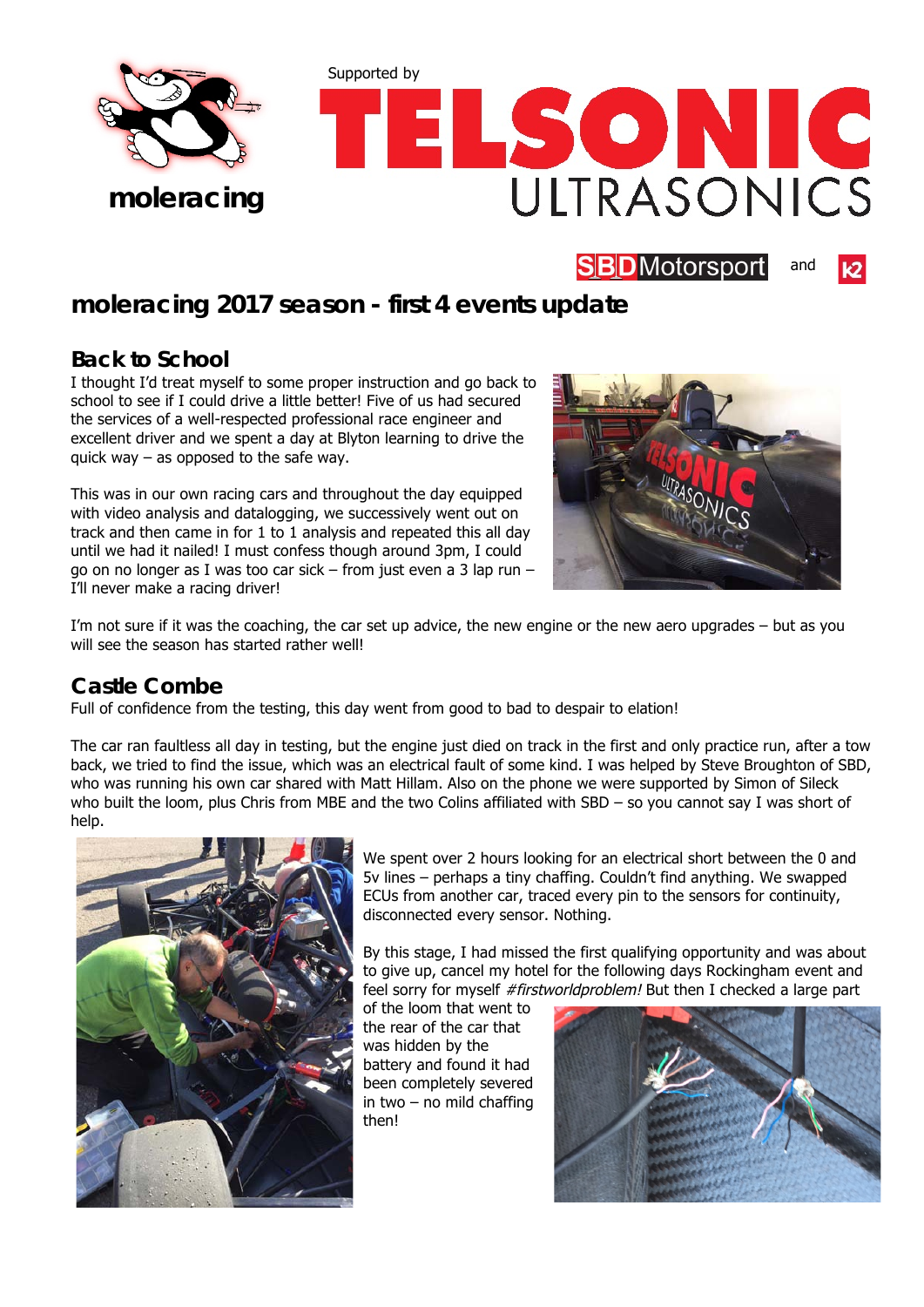moleracing

Supported by

TELSONIC ULTRASONICS

SBD Motorsport and K2

# moleracing 2017 season - first 4 events update

## Back to School

I thought I'd treat myself to some proper instruction and go back to school to see if I could drive a little better! Five of us had secured the services of a well-respected professional race engineer and excellent driver and we spent a day at Blyton learning to drive the quick way – as opposed to the safe way.

This was in our own racing cars and throughout the day equipped with video analysis and datalogging, we successively went out on track and then came in for 1 to 1 analysis and repeated this all day until we had it nailed! I must confess though around 3pm, I could go on no longer as I was too car sick – from just even a 3 lap run – I'll never make a racing driver!

I'm not sure if it was the coaching, the car set up advice, the new engine or the new aero upgrades – but as you will see the season has started rather well!

## Castle Combe

Full of confidence from the testing, this day went from good to bad to despair to elation!

The car ran faultless all day in testing, but the engine just died on track in the first and only practice run, after a tow back, we tried to find the issue, which was an electrical fault of some kind. I was helped by Steve Broughton of SBD, who was running his own car shared with Matt Hillam. Also on the phone we were supported by Simon of Sileck who built the loom, plus Chris from MBE and the two Colins affiliated with SBD – so you cannot say I was short of help.

We spent over 2 hours looking for an electrical short between the 0 and 5v lines – perhaps a tiny chaffing. Couldn't find anything. We swapped ECUs from another car, traced every pin to the sensors for continuity, disconnected every sensor. Nothing.

By this stage, I had missed the first qualifying opportunity and was about to give up, cancel my hotel for the following days Rockingham event and feel sorry for myself *#firstworldproblem!* But then I checked a large part of the loom that went to the rear of the car that was hidden by the battery and found it had been completely severed in two – no mild chaffing then!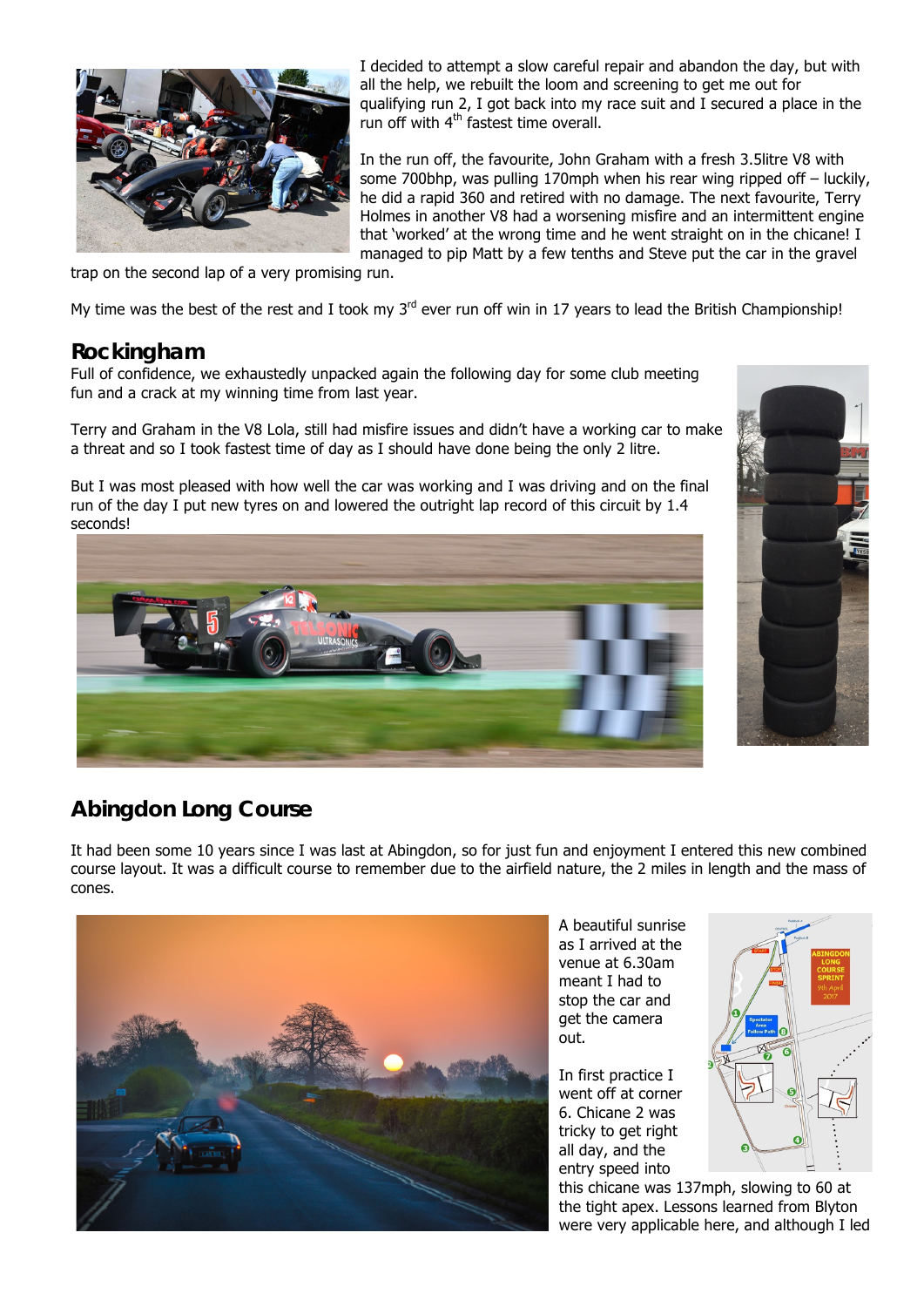I decided to attempt a slow careful repair and abandon the day, but with all the help, we rebuilt the loom and screening to get me out for qualifying run 2, I got back into my race suit and I secured a place in the run off with 4th fastest time overall.

In the run off, the favourite, John Graham with a fresh 3.5litre V8 with some 700bhp, was pulling 170mph when his rear wing ripped off – luckily, he did a rapid 360 and retired with no damage. The next favourite, Terry Holmes in another V8 had a worsening misfire and an intermittent engine that 'worked' at the wrong time and he went straight on in the chicane! I managed to pip Matt by a few tenths and Steve put the car in the gravel trap on the second lap of a very promising run.

My time was the best of the rest and I took my 3rd ever run off win in 17 years to lead the British Championship!

## Rockingham

Full of confidence, we exhaustedly unpacked again the following day for some club meeting fun and a crack at my winning time from last year.

Terry and Graham in the V8 Lola, still had misfire issues and didn't have a working car to make a threat and so I took fastest time of day as I should have done being the only 2 litre.

But I was most pleased with how well the car was working and I was driving and on the final run of the day I put new tyres on and lowered the outright lap record of this circuit by 1.4 seconds!

## Abingdon Long Course

It had been some 10 years since I was last at Abingdon, so for just fun and enjoyment I entered this new combined course layout. It was a difficult course to remember due to the airfield nature, the 2 miles in length and the mass of cones.

A beautiful sunrise as I arrived at the venue at 6.30am meant I had to stop the car and get the camera out.

In first practice I went off at corner 6. Chicane 2 was tricky to get right all day, and the entry speed into this chicane was 137mph, slowing to 60 at the tight apex. Lessons learned from Blyton were very applicable here, and although I led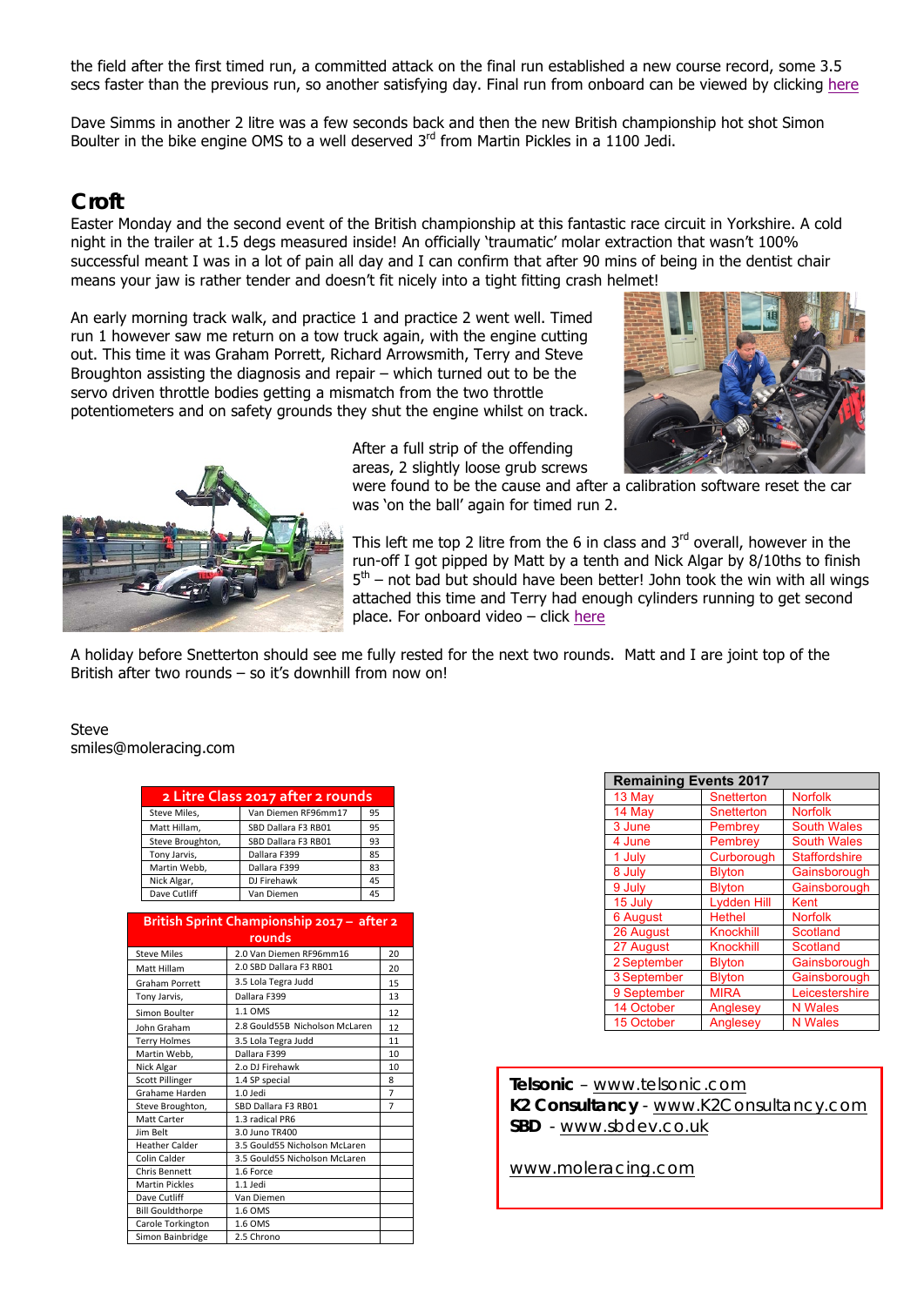the field after the first timed run, a committed attack on the final run established a new course record, some 3.5 secs faster than the previous run, so another satisfying day. Final run from onboard can be viewed by clicking here

Dave Simms in another 2 litre was a few seconds back and then the new British championship hot shot Simon Boulter in the bike engine OMS to a well deserved 3rd from Martin Pickles in a 1100 Jedi.

## Croft

Easter Monday and the second event of the British championship at this fantastic race circuit in Yorkshire. A cold night in the trailer at 1.5 degs measured inside! An officially 'traumatic' molar extraction that wasn't 100% successful meant I was in a lot of pain all day and I can confirm that after 90 mins of being in the dentist chair means your jaw is rather tender and doesn't fit nicely into a tight fitting crash helmet!

An early morning track walk, and practice 1 and practice 2 went well. Timed run 1 however saw me return on a tow truck again, with the engine cutting out. This time it was Graham Porrett, Richard Arrowsmith, Terry and Steve Broughton assisting the diagnosis and repair – which turned out to be the servo driven throttle bodies getting a mismatch from the two throttle potentiometers and on safety grounds they shut the engine whilst on track.

After a full strip of the offending areas, 2 slightly loose grub screws were found to be the cause and after a calibration software reset the car was 'on the ball' again for timed run 2.

This left me top 2 litre from the 6 in class and 3rd overall, however in the run-off I got pipped by Matt by a tenth and Nick Algar by 8/10ths to finish 5th – not bad but should have been better! John took the win with all wings attached this time and Terry had enough cylinders running to get second place. For onboard video – click here

A holiday before Snetterton should see me fully rested for the next two rounds. Matt and I are joint top of the British after two rounds – so it's downhill from now on!

Steve
smiles@moleracing.com

**2 Litre Class 2017 after 2 rounds**

| | | |
|---|---|---|
| Steve Miles, | Van Diemen RF96mm17 | 95 |
| Matt Hillam, | SBD Dallara F3 RB01 | 95 |
| Steve Broughton, | SBD Dallara F3 RB01 | 93 |
| Tony Jarvis, | Dallara F399 | 85 |
| Martin Webb, | Dallara F399 | 83 |
| Nick Algar, | DJ Firehawk | 45 |
| Dave Cutliff | Van Diemen | 45 |

**British Sprint Championship 2017 – after 2 rounds**

| | | |
|---|---|---|
| Steve Miles | 2.0 Van Diemen RF96mm16 | 20 |
| Matt Hillam | 2.0 SBD Dallara F3 RB01 | 20 |
| Graham Porrett | 3.5 Lola Tegra Judd | 15 |
| Tony Jarvis, | Dallara F399 | 13 |
| Simon Boulter | 1.1 OMS | 12 |
| John Graham | 2.8 Gould55B Nicholson McLaren | 12 |
| Terry Holmes | 3.5 Lola Tegra Judd | 11 |
| Martin Webb, | Dallara F399 | 10 |
| Nick Algar | 2.o DJ Firehawk | 10 |
| Scott Pillinger | 1.4 SP special | 8 |
| Grahame Harden | 1.0 Jedi | 7 |
| Steve Broughton, | SBD Dallara F3 RB01 | 7 |
| Matt Carter | 1.3 radical PR6 | |
| Jim Belt | 3.0 Juno TR400 | |
| Heather Calder | 3.5 Gould55 Nicholson McLaren | |
| Colin Calder | 3.5 Gould55 Nicholson McLaren | |
| Chris Bennett | 1.6 Force | |
| Martin Pickles | 1.1 Jedi | |
| Dave Cutliff | Van Diemen | |
| Bill Gouldthorpe | 1.6 OMS | |
| Carole Torkington | 1.6 OMS | |
| Simon Bainbridge | 2.5 Chrono | |

**Remaining Events 2017**

| | | |
|---|---|---|
| 13 May | Snetterton | Norfolk |
| 14 May | Snetterton | Norfolk |
| 3 June | Pembrey | South Wales |
| 4 June | Pembrey | South Wales |
| 1 July | Curborough | Staffordshire |
| 8 July | Blyton | Gainsborough |
| 9 July | Blyton | Gainsborough |
| 15 July | Lydden Hill | Kent |
| 6 August | Hethel | Norfolk |
| 26 August | Knockhill | Scotland |
| 27 August | Knockhill | Scotland |
| 2 September | Blyton | Gainsborough |
| 3 September | Blyton | Gainsborough |
| 9 September | MIRA | Leicestershire |
| 14 October | Anglesey | N Wales |
| 15 October | Anglesey | N Wales |

**Telsonic** – www.telsonic.com
**K2 Consultancy** - www.K2Consultancy.com
**SBD** - www.sbdev.co.uk

www.moleracing.com